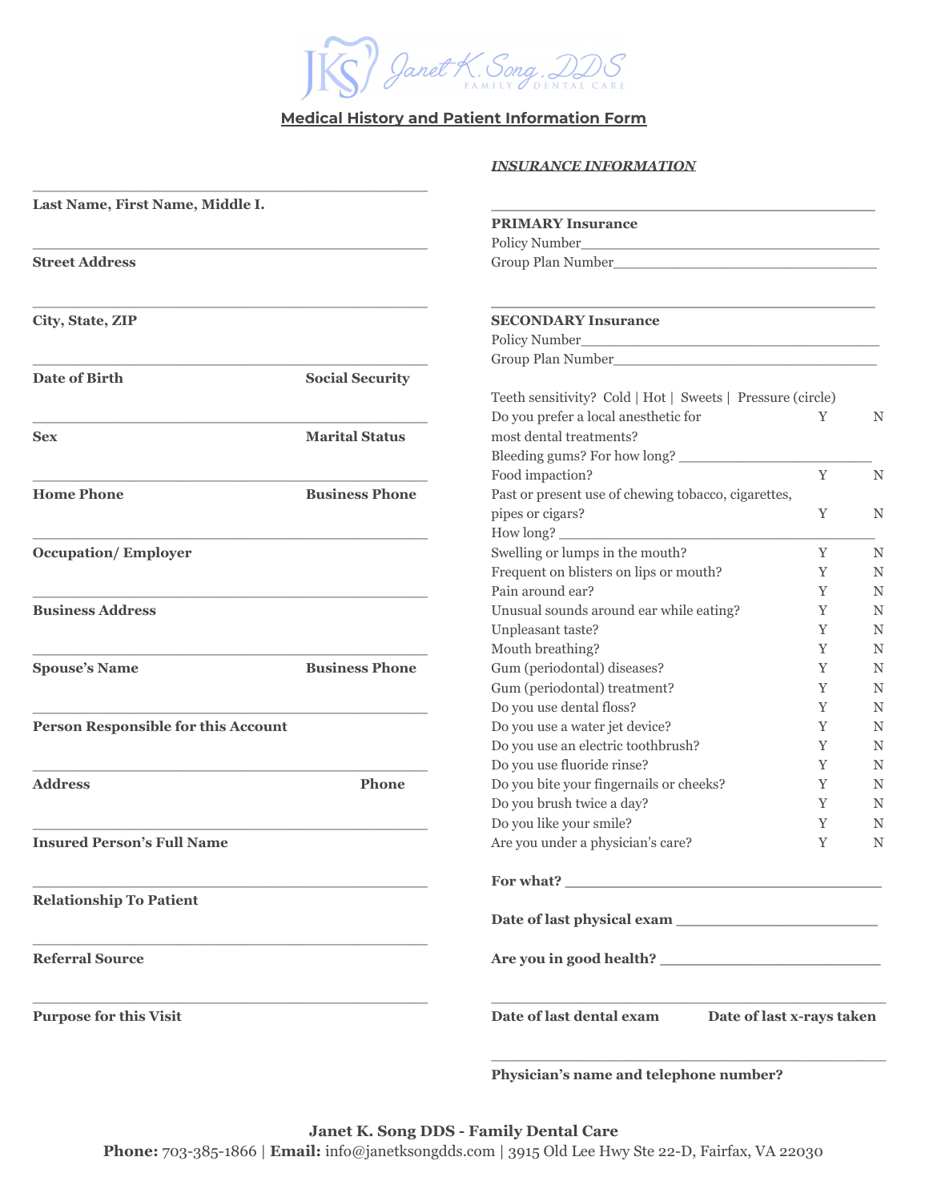# Janet K. Song, DDS
FAMILY DENTAL CARE

## Medical History and Patient Information Form

_______________________________________________
**Last Name, First Name, Middle I.**

_______________________________________________
**Street Address**

_______________________________________________
**City, State, ZIP**

_______________________________________________
**Date of Birth** **Social Security**

_______________________________________________
**Sex** **Marital Status**

_______________________________________________
**Home Phone** **Business Phone**

_______________________________________________
**Occupation/ Employer**

_______________________________________________
**Business Address**

_______________________________________________
**Spouse's Name** **Business Phone**

_______________________________________________
**Person Responsible for this Account**

_______________________________________________
**Address** **Phone**

_______________________________________________
**Insured Person's Full Name**

_______________________________________________
**Relationship To Patient**

_______________________________________________
**Referral Source**

_______________________________________________
**Purpose for this Visit**

### ***INSURANCE INFORMATION***

_______________________________________________
**PRIMARY Insurance**
Policy Number_______________________________
Group Plan Number___________________________

_______________________________________________
**SECONDARY Insurance**
Policy Number_______________________________
Group Plan Number___________________________

Teeth sensitivity? Cold | Hot | Sweets | Pressure (circle)

| Question | | |
|---|---|---|
| Do you prefer a local anesthetic for most dental treatments? | Y | N |
| Bleeding gums? For how long? ______________________ | | |
| Food impaction? | Y | N |
| Past or present use of chewing tobacco, cigarettes, pipes or cigars? | Y | N |
| How long? ______________________ | | |
| Swelling or lumps in the mouth? | Y | N |
| Frequent on blisters on lips or mouth? | Y | N |
| Pain around ear? | Y | N |
| Unusual sounds around ear while eating? | Y | N |
| Unpleasant taste? | Y | N |
| Mouth breathing? | Y | N |
| Gum (periodontal) diseases? | Y | N |
| Gum (periodontal) treatment? | Y | N |
| Do you use dental floss? | Y | N |
| Do you use a water jet device? | Y | N |
| Do you use an electric toothbrush? | Y | N |
| Do you use fluoride rinse? | Y | N |
| Do you bite your fingernails or cheeks? | Y | N |
| Do you brush twice a day? | Y | N |
| Do you like your smile? | Y | N |
| Are you under a physician's care? | Y | N |

**For what?** ______________________________

**Date of last physical exam** ______________________

**Are you in good health?** ________________________

_______________________________________________
**Date of last dental exam** **Date of last x-rays taken**

_______________________________________________
**Physician's name and telephone number?**

**Janet K. Song DDS - Family Dental Care**
**Phone:** 703-385-1866 | **Email:** info@janetksongdds.com | 3915 Old Lee Hwy Ste 22-D, Fairfax, VA 22030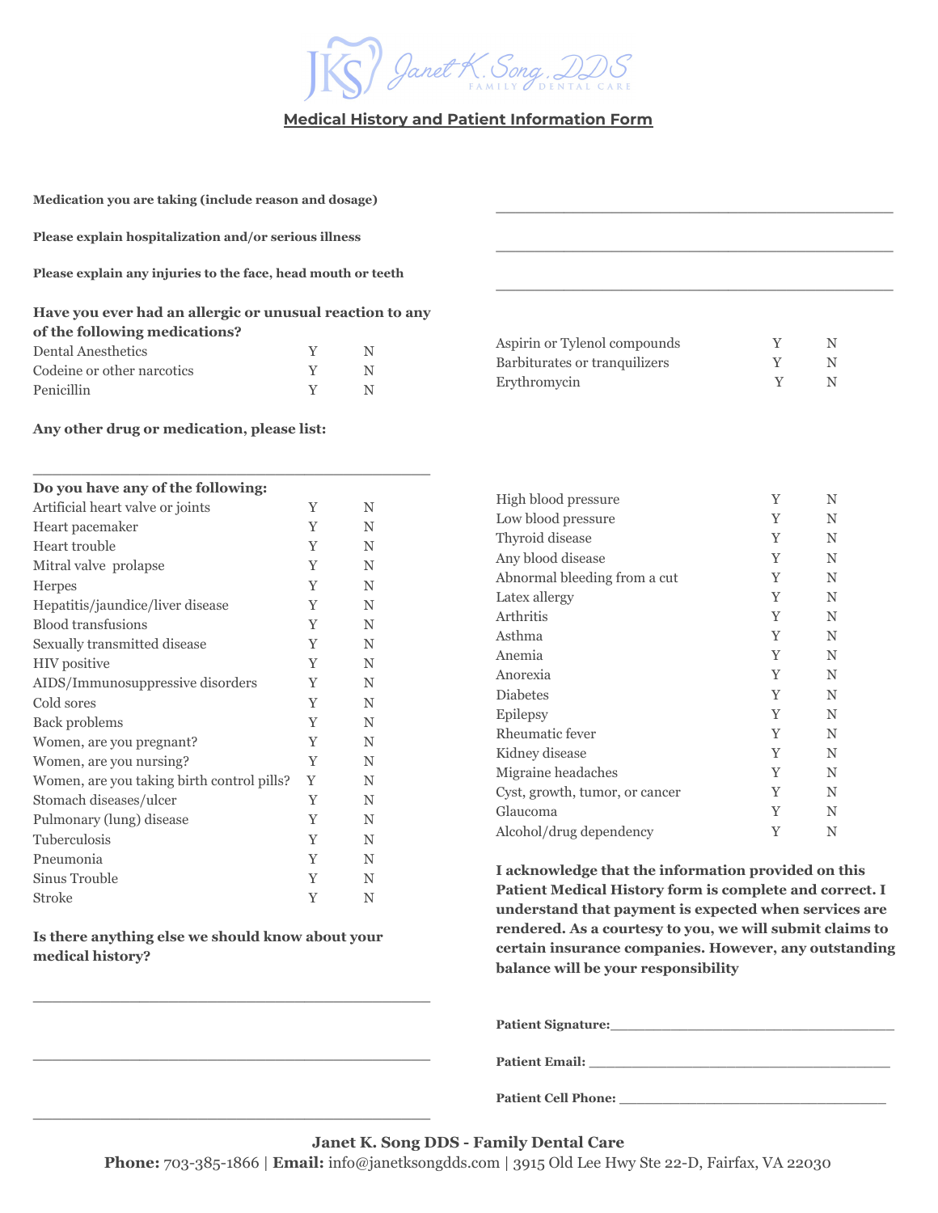Janet K. Song, DDS
FAMILY DENTAL CARE

## Medical History and Patient Information Form

**Medication you are taking (include reason and dosage)** ______________________________________________

**Please explain hospitalization and/or serious illness** ______________________________________________

**Please explain any injuries to the face, head mouth or teeth** ______________________________________________

**Have you ever had an allergic or unusual reaction to any of the following medications?**

| | | |
|---|---|---|
| Dental Anesthetics | Y | N |
| Codeine or other narcotics | Y | N |
| Penicillin | Y | N |
| Aspirin or Tylenol compounds | Y | N |
| Barbiturates or tranquilizers | Y | N |
| Erythromycin | Y | N |

**Any other drug or medication, please list:**

______________________________________________

**Do you have any of the following:**

| | | |
|---|---|---|
| Artificial heart valve or joints | Y | N |
| Heart pacemaker | Y | N |
| Heart trouble | Y | N |
| Mitral valve prolapse | Y | N |
| Herpes | Y | N |
| Hepatitis/jaundice/liver disease | Y | N |
| Blood transfusions | Y | N |
| Sexually transmitted disease | Y | N |
| HIV positive | Y | N |
| AIDS/Immunosuppressive disorders | Y | N |
| Cold sores | Y | N |
| Back problems | Y | N |
| Women, are you pregnant? | Y | N |
| Women, are you nursing? | Y | N |
| Women, are you taking birth control pills? | Y | N |
| Stomach diseases/ulcer | Y | N |
| Pulmonary (lung) disease | Y | N |
| Tuberculosis | Y | N |
| Pneumonia | Y | N |
| Sinus Trouble | Y | N |
| Stroke | Y | N |
| High blood pressure | Y | N |
| Low blood pressure | Y | N |
| Thyroid disease | Y | N |
| Any blood disease | Y | N |
| Abnormal bleeding from a cut | Y | N |
| Latex allergy | Y | N |
| Arthritis | Y | N |
| Asthma | Y | N |
| Anemia | Y | N |
| Anorexia | Y | N |
| Diabetes | Y | N |
| Epilepsy | Y | N |
| Rheumatic fever | Y | N |
| Kidney disease | Y | N |
| Migraine headaches | Y | N |
| Cyst, growth, tumor, or cancer | Y | N |
| Glaucoma | Y | N |
| Alcohol/drug dependency | Y | N |

**Is there anything else we should know about your medical history?**

______________________________________________

______________________________________________

______________________________________________

**I acknowledge that the information provided on this Patient Medical History form is complete and correct. I understand that payment is expected when services are rendered. As a courtesy to you, we will submit claims to certain insurance companies. However, any outstanding balance will be your responsibility**

**Patient Signature:** ______________________________________

**Patient Email:** ______________________________________

**Patient Cell Phone:** ______________________________________

**Janet K. Song DDS - Family Dental Care**

**Phone:** 703-385-1866 | **Email:** info@janetksongdds.com | 3915 Old Lee Hwy Ste 22-D, Fairfax, VA 22030